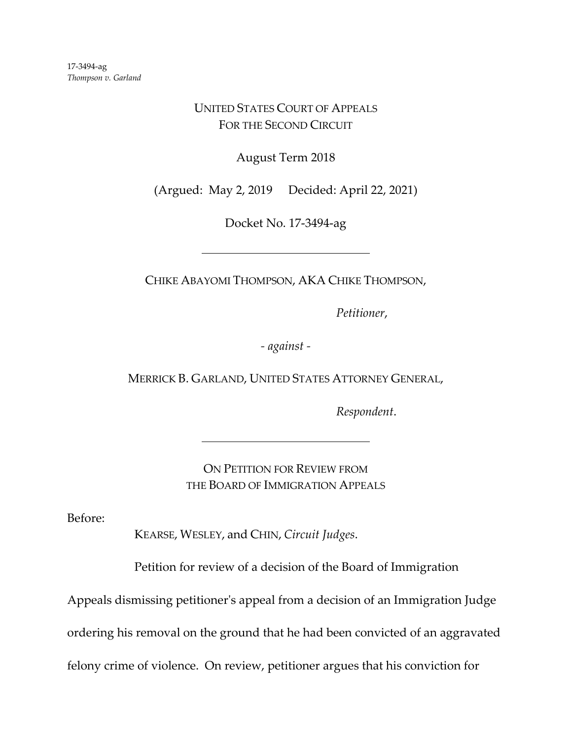17-3494-ag
*Thompson v. Garland*

UNITED STATES COURT OF APPEALS
FOR THE SECOND CIRCUIT

August Term 2018

(Argued: May 2, 2019 Decided: April 22, 2021)

Docket No. 17-3494-ag

---

CHIKE ABAYOMI THOMPSON, AKA CHIKE THOMPSON,

*Petitioner*,

*- against -*

MERRICK B. GARLAND, UNITED STATES ATTORNEY GENERAL,

*Respondent*.

---

ON PETITION FOR REVIEW FROM
THE BOARD OF IMMIGRATION APPEALS

Before:

KEARSE, WESLEY, and CHIN, *Circuit Judges*.

Petition for review of a decision of the Board of Immigration Appeals dismissing petitioner's appeal from a decision of an Immigration Judge ordering his removal on the ground that he had been convicted of an aggravated felony crime of violence. On review, petitioner argues that his conviction for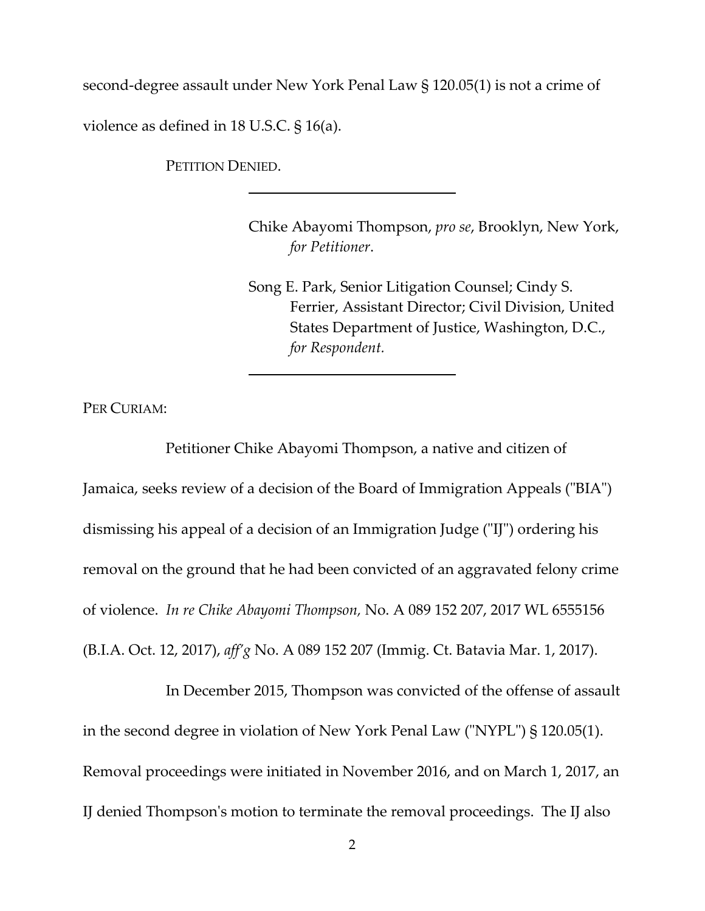second-degree assault under New York Penal Law § 120.05(1) is not a crime of violence as defined in 18 U.S.C. § 16(a).

PETITION DENIED.

---

Chike Abayomi Thompson, *pro se*, Brooklyn, New York, *for Petitioner*.

Song E. Park, Senior Litigation Counsel; Cindy S. Ferrier, Assistant Director; Civil Division, United States Department of Justice, Washington, D.C., *for Respondent.*

---

PER CURIAM:

Petitioner Chike Abayomi Thompson, a native and citizen of Jamaica, seeks review of a decision of the Board of Immigration Appeals ("BIA") dismissing his appeal of a decision of an Immigration Judge ("IJ") ordering his removal on the ground that he had been convicted of an aggravated felony crime of violence. *In re Chike Abayomi Thompson,* No. A 089 152 207, 2017 WL 6555156 (B.I.A. Oct. 12, 2017), *aff'g* No. A 089 152 207 (Immig. Ct. Batavia Mar. 1, 2017).

In December 2015, Thompson was convicted of the offense of assault in the second degree in violation of New York Penal Law ("NYPL") § 120.05(1). Removal proceedings were initiated in November 2016, and on March 1, 2017, an IJ denied Thompson's motion to terminate the removal proceedings. The IJ also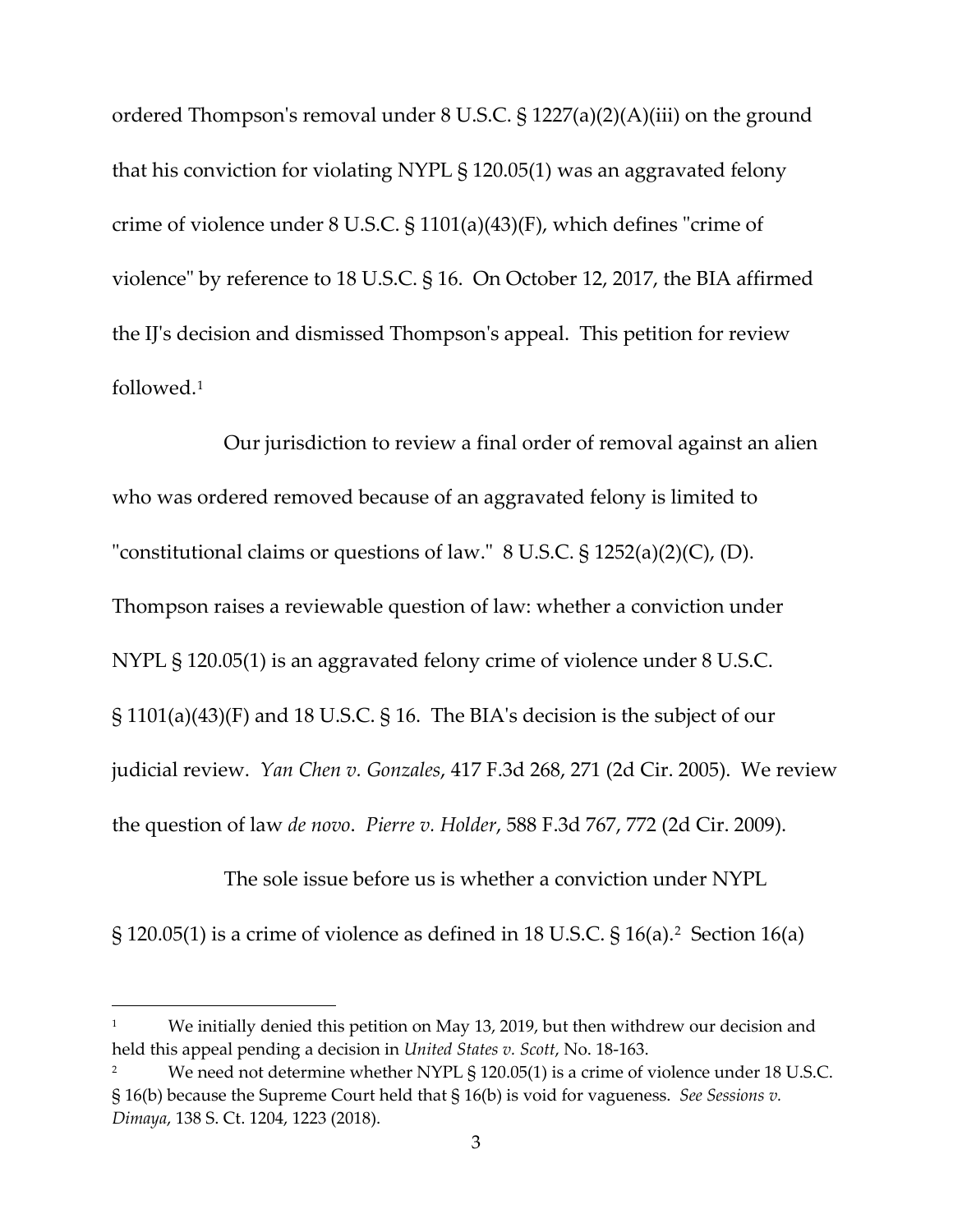ordered Thompson's removal under 8 U.S.C. § 1227(a)(2)(A)(iii) on the ground that his conviction for violating NYPL § 120.05(1) was an aggravated felony crime of violence under 8 U.S.C. § 1101(a)(43)(F), which defines "crime of violence" by reference to 18 U.S.C. § 16. On October 12, 2017, the BIA affirmed the IJ's decision and dismissed Thompson's appeal. This petition for review followed.[1]

Our jurisdiction to review a final order of removal against an alien who was ordered removed because of an aggravated felony is limited to "constitutional claims or questions of law." 8 U.S.C. § 1252(a)(2)(C), (D). Thompson raises a reviewable question of law: whether a conviction under NYPL § 120.05(1) is an aggravated felony crime of violence under 8 U.S.C. § 1101(a)(43)(F) and 18 U.S.C. § 16. The BIA's decision is the subject of our judicial review. *Yan Chen v. Gonzales*, 417 F.3d 268, 271 (2d Cir. 2005). We review the question of law *de novo*. *Pierre v. Holder*, 588 F.3d 767, 772 (2d Cir. 2009).

The sole issue before us is whether a conviction under NYPL § 120.05(1) is a crime of violence as defined in 18 U.S.C. § 16(a).[2] Section 16(a)

---

[1] We initially denied this petition on May 13, 2019, but then withdrew our decision and held this appeal pending a decision in *United States v. Scott*, No. 18-163.

[2] We need not determine whether NYPL § 120.05(1) is a crime of violence under 18 U.S.C. § 16(b) because the Supreme Court held that § 16(b) is void for vagueness. *See Sessions v. Dimaya*, 138 S. Ct. 1204, 1223 (2018).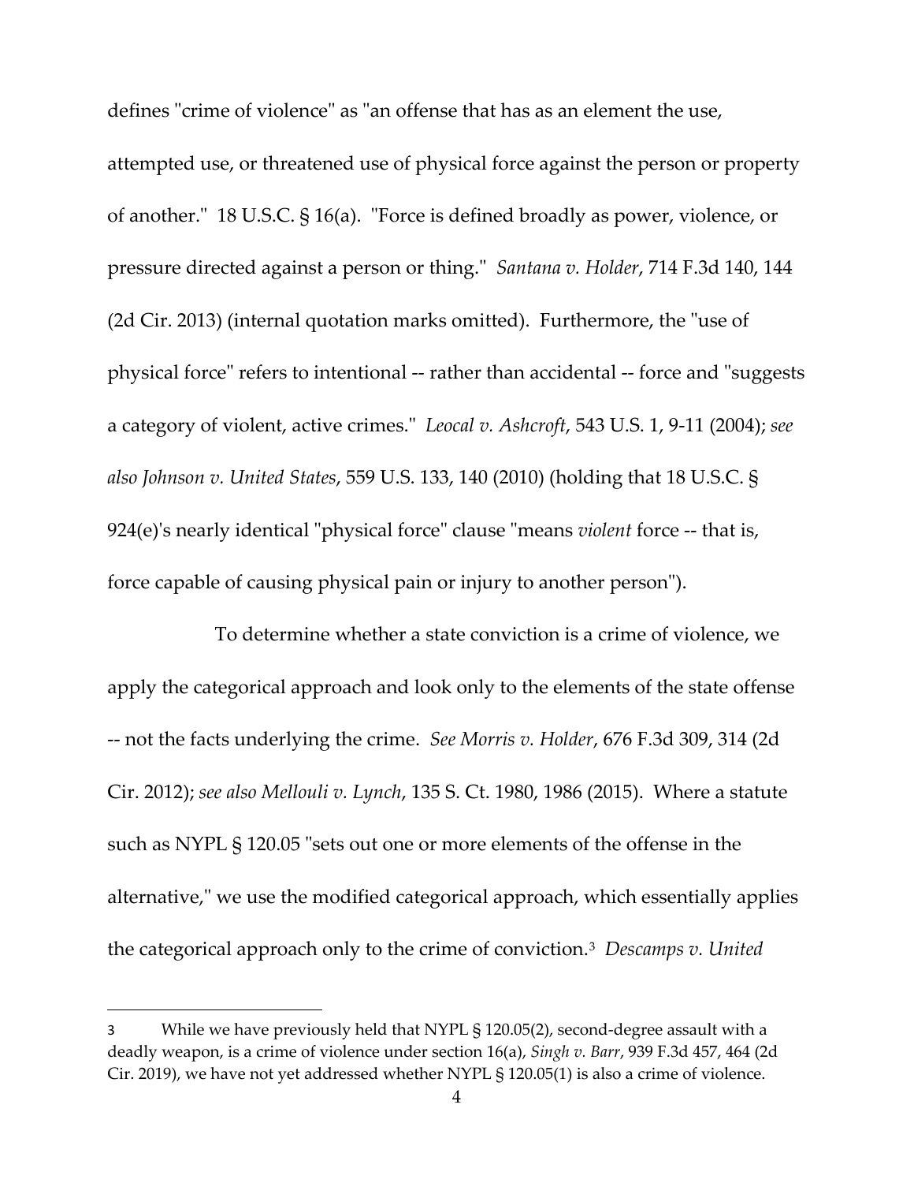defines "crime of violence" as "an offense that has as an element the use, attempted use, or threatened use of physical force against the person or property of another." 18 U.S.C. § 16(a). "Force is defined broadly as power, violence, or pressure directed against a person or thing." *Santana v. Holder*, 714 F.3d 140, 144 (2d Cir. 2013) (internal quotation marks omitted). Furthermore, the "use of physical force" refers to intentional -- rather than accidental -- force and "suggests a category of violent, active crimes." *Leocal v. Ashcroft*, 543 U.S. 1, 9-11 (2004); *see also Johnson v. United States*, 559 U.S. 133, 140 (2010) (holding that 18 U.S.C. § 924(e)'s nearly identical "physical force" clause "means *violent* force -- that is, force capable of causing physical pain or injury to another person").

To determine whether a state conviction is a crime of violence, we apply the categorical approach and look only to the elements of the state offense -- not the facts underlying the crime. *See Morris v. Holder*, 676 F.3d 309, 314 (2d Cir. 2012); *see also Mellouli v. Lynch*, 135 S. Ct. 1980, 1986 (2015). Where a statute such as NYPL § 120.05 "sets out one or more elements of the offense in the alternative," we use the modified categorical approach, which essentially applies the categorical approach only to the crime of conviction.[3] *Descamps v. United*

---

[3] While we have previously held that NYPL § 120.05(2), second-degree assault with a deadly weapon, is a crime of violence under section 16(a), *Singh v. Barr*, 939 F.3d 457, 464 (2d Cir. 2019), we have not yet addressed whether NYPL § 120.05(1) is also a crime of violence.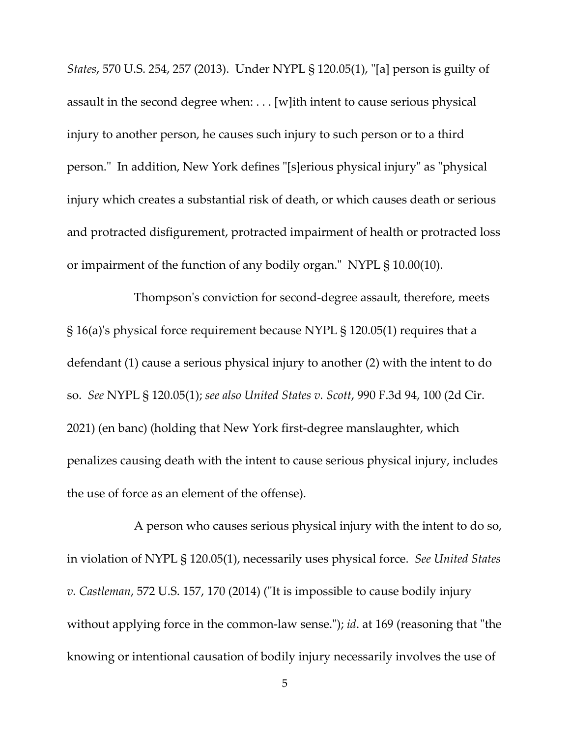*States*, 570 U.S. 254, 257 (2013). Under NYPL § 120.05(1), "[a] person is guilty of assault in the second degree when: . . . [w]ith intent to cause serious physical injury to another person, he causes such injury to such person or to a third person." In addition, New York defines "[s]erious physical injury" as "physical injury which creates a substantial risk of death, or which causes death or serious and protracted disfigurement, protracted impairment of health or protracted loss or impairment of the function of any bodily organ." NYPL § 10.00(10).

Thompson's conviction for second-degree assault, therefore, meets § 16(a)'s physical force requirement because NYPL § 120.05(1) requires that a defendant (1) cause a serious physical injury to another (2) with the intent to do so. *See* NYPL § 120.05(1); *see also United States v. Scott*, 990 F.3d 94, 100 (2d Cir. 2021) (en banc) (holding that New York first-degree manslaughter, which penalizes causing death with the intent to cause serious physical injury, includes the use of force as an element of the offense).

A person who causes serious physical injury with the intent to do so, in violation of NYPL § 120.05(1), necessarily uses physical force. *See United States v. Castleman*, 572 U.S. 157, 170 (2014) ("It is impossible to cause bodily injury without applying force in the common-law sense."); *id*. at 169 (reasoning that "the knowing or intentional causation of bodily injury necessarily involves the use of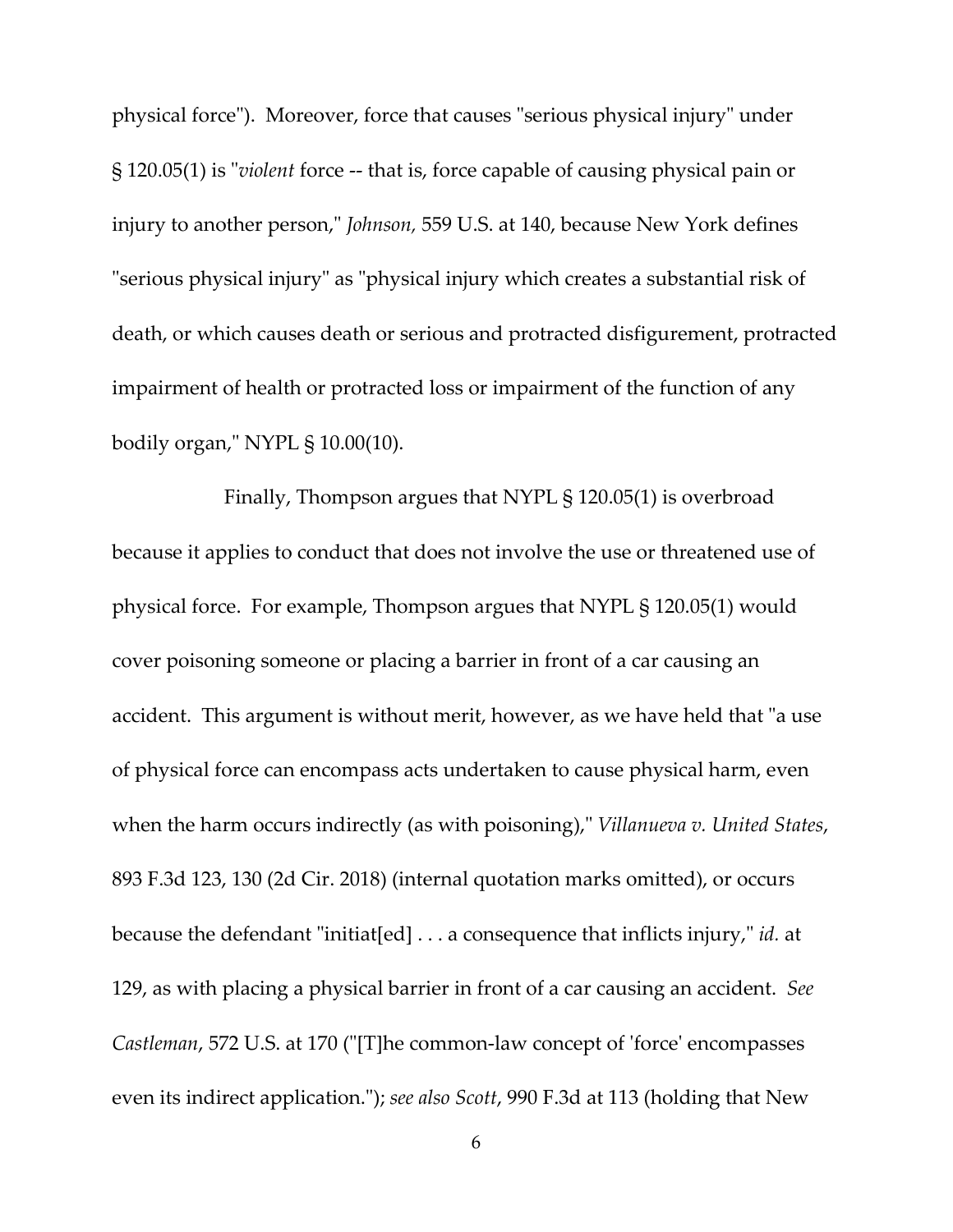physical force"). Moreover, force that causes "serious physical injury" under § 120.05(1) is "*violent* force -- that is, force capable of causing physical pain or injury to another person," *Johnson*, 559 U.S. at 140, because New York defines "serious physical injury" as "physical injury which creates a substantial risk of death, or which causes death or serious and protracted disfigurement, protracted impairment of health or protracted loss or impairment of the function of any bodily organ," NYPL § 10.00(10).

Finally, Thompson argues that NYPL § 120.05(1) is overbroad because it applies to conduct that does not involve the use or threatened use of physical force. For example, Thompson argues that NYPL § 120.05(1) would cover poisoning someone or placing a barrier in front of a car causing an accident. This argument is without merit, however, as we have held that "a use of physical force can encompass acts undertaken to cause physical harm, even when the harm occurs indirectly (as with poisoning)," *Villanueva v. United States*, 893 F.3d 123, 130 (2d Cir. 2018) (internal quotation marks omitted), or occurs because the defendant "initiat[ed] . . . a consequence that inflicts injury," *id.* at 129, as with placing a physical barrier in front of a car causing an accident. *See Castleman*, 572 U.S. at 170 ("[T]he common-law concept of 'force' encompasses even its indirect application."); *see also Scott*, 990 F.3d at 113 (holding that New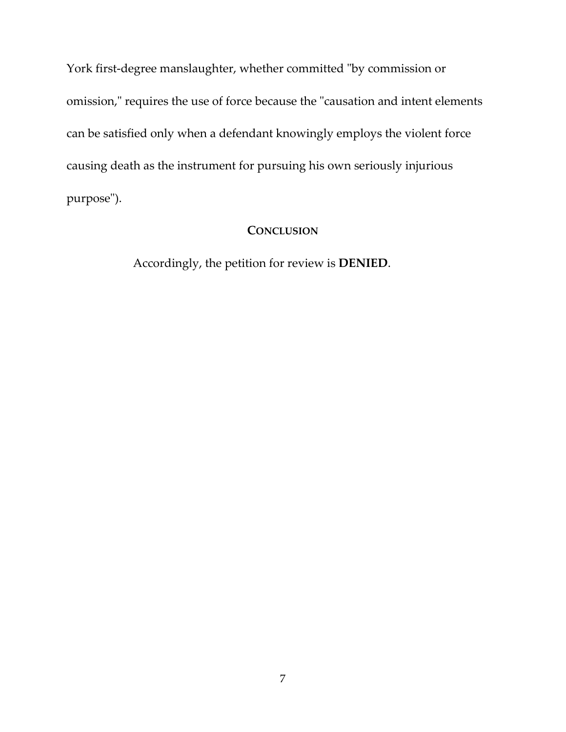York first-degree manslaughter, whether committed "by commission or omission," requires the use of force because the "causation and intent elements can be satisfied only when a defendant knowingly employs the violent force causing death as the instrument for pursuing his own seriously injurious purpose").

## CONCLUSION

Accordingly, the petition for review is **DENIED**.